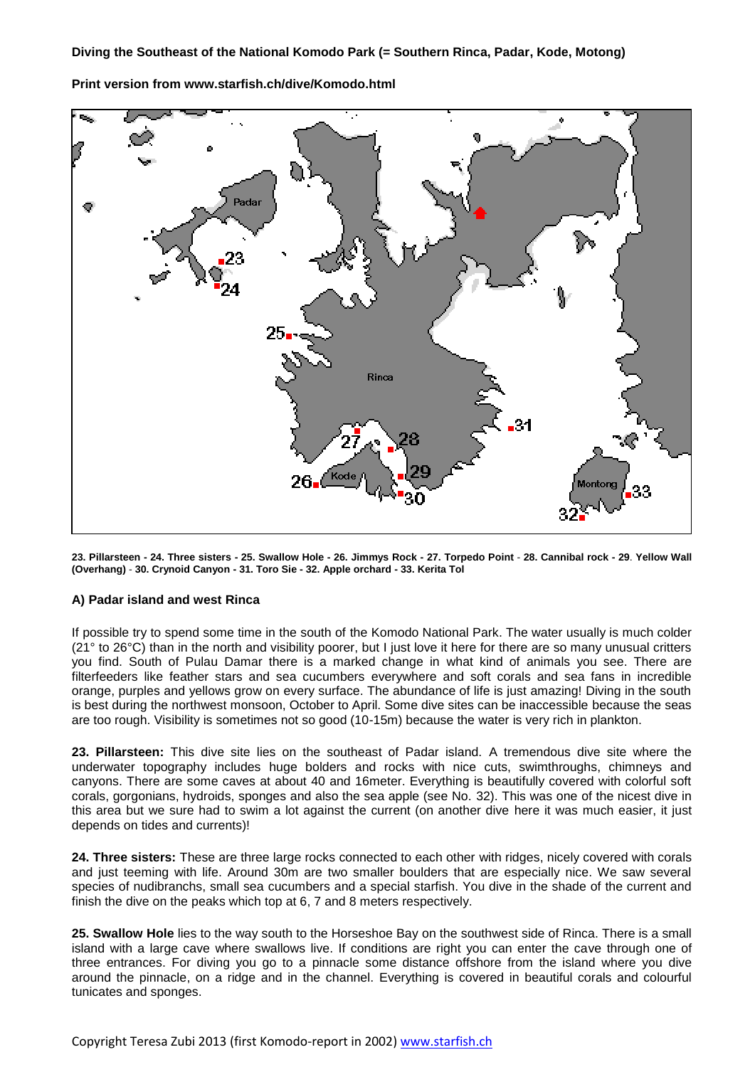**Diving the Southeast of the National Komodo Park (= Southern Rinca, Padar, Kode, Motong)**

**Print version from www.starfish.ch/dive/Komodo.html**

**23. Pillarsteen - 24. Three sisters - 25. Swallow Hole - 26. Jimmys Rock - 27. Torpedo Point - 28. Cannibal rock - 29. Yellow Wall (Overhang) - 30. Crynoid Canyon - 31. Toro Sie - 32. Apple orchard - 33. Kerita Tol**

**A) Padar island and west Rinca**

If possible try to spend some time in the south of the Komodo National Park. The water usually is much colder (21° to 26°C) than in the north and visibility poorer, but I just love it here for there are so many unusual critters you find. South of Pulau Damar there is a marked change in what kind of animals you see. There are filterfeeders like feather stars and sea cucumbers everywhere and soft corals and sea fans in incredible orange, purples and yellows grow on every surface. The abundance of life is just amazing! Diving in the south is best during the northwest monsoon, October to April. Some dive sites can be inaccessible because the seas are too rough. Visibility is sometimes not so good (10-15m) because the water is very rich in plankton.

**23. Pillarsteen:** This dive site lies on the southeast of Padar island. A tremendous dive site where the underwater topography includes huge bolders and rocks with nice cuts, swimthroughs, chimneys and canyons. There are some caves at about 40 and 16meter. Everything is beautifully covered with colorful soft corals, gorgonians, hydroids, sponges and also the sea apple (see No. 32). This was one of the nicest dive in this area but we sure had to swim a lot against the current (on another dive here it was much easier, it just depends on tides and currents)!

**24. Three sisters:** These are three large rocks connected to each other with ridges, nicely covered with corals and just teeming with life. Around 30m are two smaller boulders that are especially nice. We saw several species of nudibranchs, small sea cucumbers and a special starfish. You dive in the shade of the current and finish the dive on the peaks which top at 6, 7 and 8 meters respectively.

**25. Swallow Hole** lies to the way south to the Horseshoe Bay on the southwest side of Rinca. There is a small island with a large cave where swallows live. If conditions are right you can enter the cave through one of three entrances. For diving you go to a pinnacle some distance offshore from the island where you dive around the pinnacle, on a ridge and in the channel. Everything is covered in beautiful corals and colourful tunicates and sponges.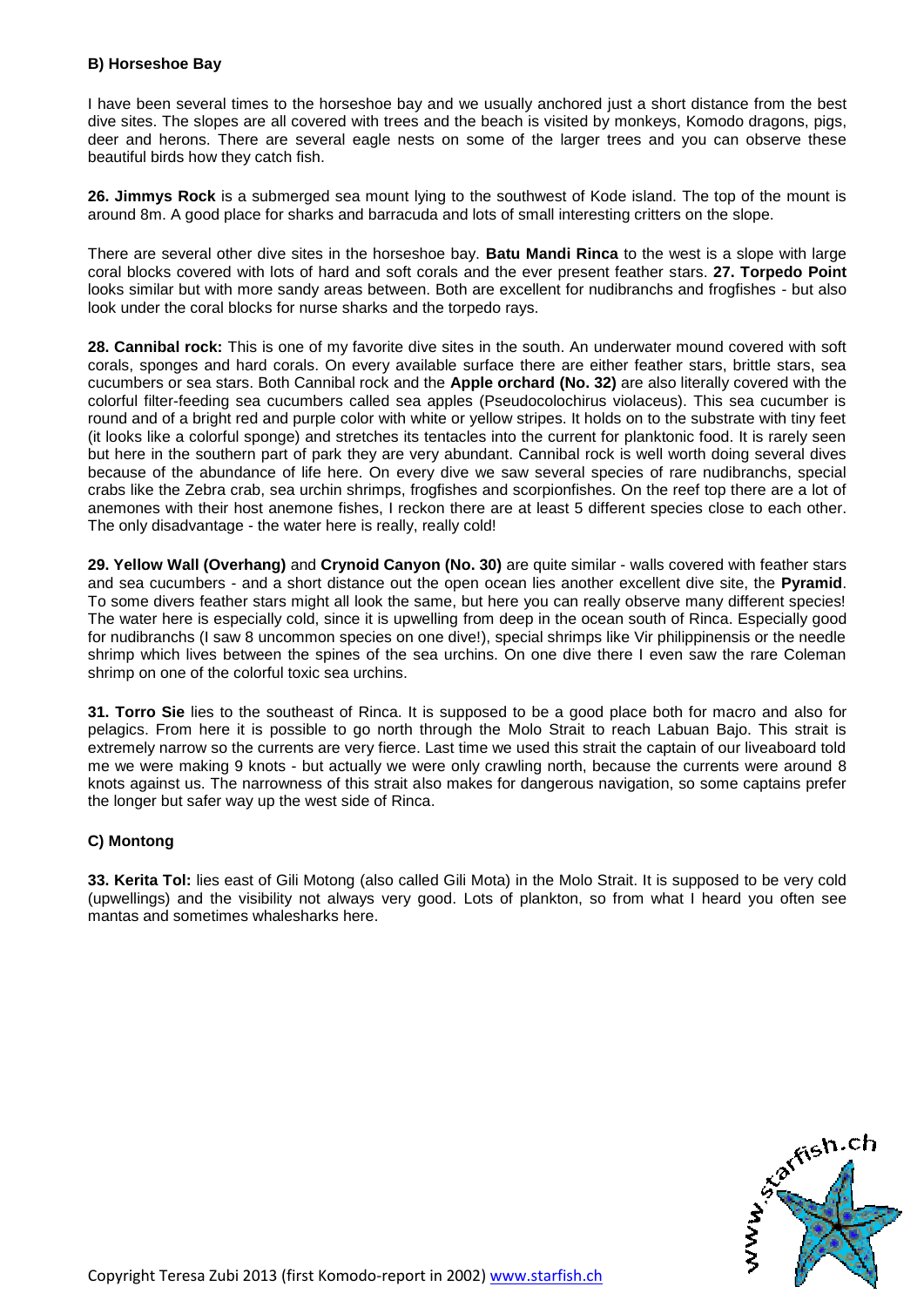### B) Horseshoe Bay

I have been several times to the horseshoe bay and we usually anchored just a short distance from the best dive sites. The slopes are all covered with trees and the beach is visited by monkeys, Komodo dragons, pigs, deer and herons. There are several eagle nests on some of the larger trees and you can observe these beautiful birds how they catch fish.

**26. Jimmys Rock** is a submerged sea mount lying to the southwest of Kode island. The top of the mount is around 8m. A good place for sharks and barracuda and lots of small interesting critters on the slope.

There are several other dive sites in the horseshoe bay. **Batu Mandi Rinca** to the west is a slope with large coral blocks covered with lots of hard and soft corals and the ever present feather stars. **27. Torpedo Point** looks similar but with more sandy areas between. Both are excellent for nudibranchs and frogfishes - but also look under the coral blocks for nurse sharks and the torpedo rays.

**28. Cannibal rock:** This is one of my favorite dive sites in the south. An underwater mound covered with soft corals, sponges and hard corals. On every available surface there are either feather stars, brittle stars, sea cucumbers or sea stars. Both Cannibal rock and the **Apple orchard (No. 32)** are also literally covered with the colorful filter-feeding sea cucumbers called sea apples (Pseudocolochirus violaceus). This sea cucumber is round and of a bright red and purple color with white or yellow stripes. It holds on to the substrate with tiny feet (it looks like a colorful sponge) and stretches its tentacles into the current for planktonic food. It is rarely seen but here in the southern part of park they are very abundant. Cannibal rock is well worth doing several dives because of the abundance of life here. On every dive we saw several species of rare nudibranchs, special crabs like the Zebra crab, sea urchin shrimps, frogfishes and scorpionfishes. On the reef top there are a lot of anemones with their host anemone fishes, I reckon there are at least 5 different species close to each other. The only disadvantage - the water here is really, really cold!

**29. Yellow Wall (Overhang)** and **Crynoid Canyon (No. 30)** are quite similar - walls covered with feather stars and sea cucumbers - and a short distance out the open ocean lies another excellent dive site, the **Pyramid**. To some divers feather stars might all look the same, but here you can really observe many different species! The water here is especially cold, since it is upwelling from deep in the ocean south of Rinca. Especially good for nudibranchs (I saw 8 uncommon species on one dive!), special shrimps like Vir philippinensis or the needle shrimp which lives between the spines of the sea urchins. On one dive there I even saw the rare Coleman shrimp on one of the colorful toxic sea urchins.

**31. Torro Sie** lies to the southeast of Rinca. It is supposed to be a good place both for macro and also for pelagics. From here it is possible to go north through the Molo Strait to reach Labuan Bajo. This strait is extremely narrow so the currents are very fierce. Last time we used this strait the captain of our liveaboard told me we were making 9 knots - but actually we were only crawling north, because the currents were around 8 knots against us. The narrowness of this strait also makes for dangerous navigation, so some captains prefer the longer but safer way up the west side of Rinca.

### C) Montong

**33. Kerita Tol:** lies east of Gili Motong (also called Gili Mota) in the Molo Strait. It is supposed to be very cold (upwellings) and the visibility not always very good. Lots of plankton, so from what I heard you often see mantas and sometimes whalesharks here.

Copyright Teresa Zubi 2013 (first Komodo-report in 2002) www.starfish.ch